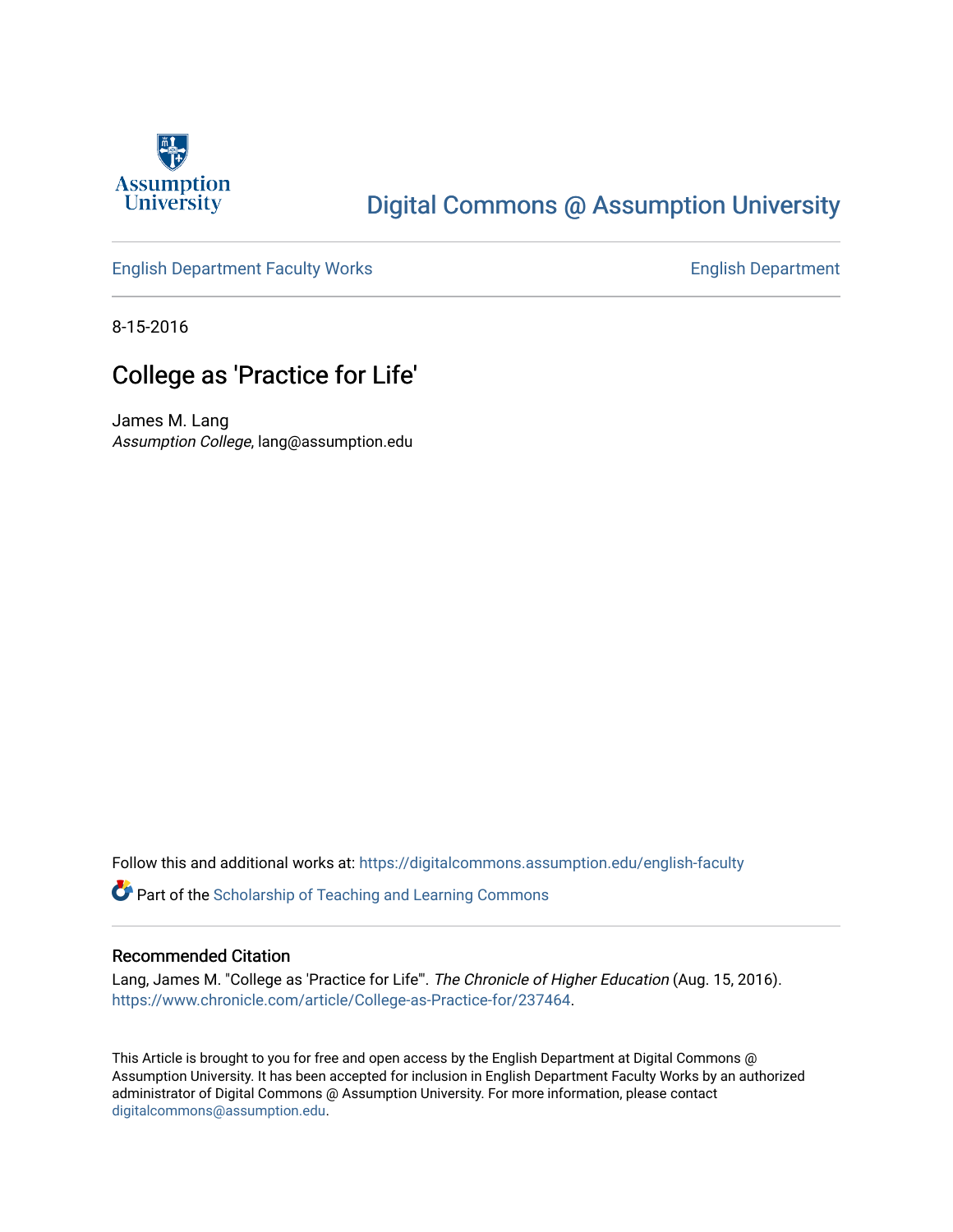Assumption University

# Digital Commons @ Assumption University

English Department Faculty Works | English Department

8-15-2016

## College as 'Practice for Life'

James M. Lang
*Assumption College*, lang@assumption.edu

Follow this and additional works at: https://digitalcommons.assumption.edu/english-faculty

Part of the Scholarship of Teaching and Learning Commons

### Recommended Citation

Lang, James M. "College as 'Practice for Life'". *The Chronicle of Higher Education* (Aug. 15, 2016). https://www.chronicle.com/article/College-as-Practice-for/237464.

This Article is brought to you for free and open access by the English Department at Digital Commons @ Assumption University. It has been accepted for inclusion in English Department Faculty Works by an authorized administrator of Digital Commons @ Assumption University. For more information, please contact digitalcommons@assumption.edu.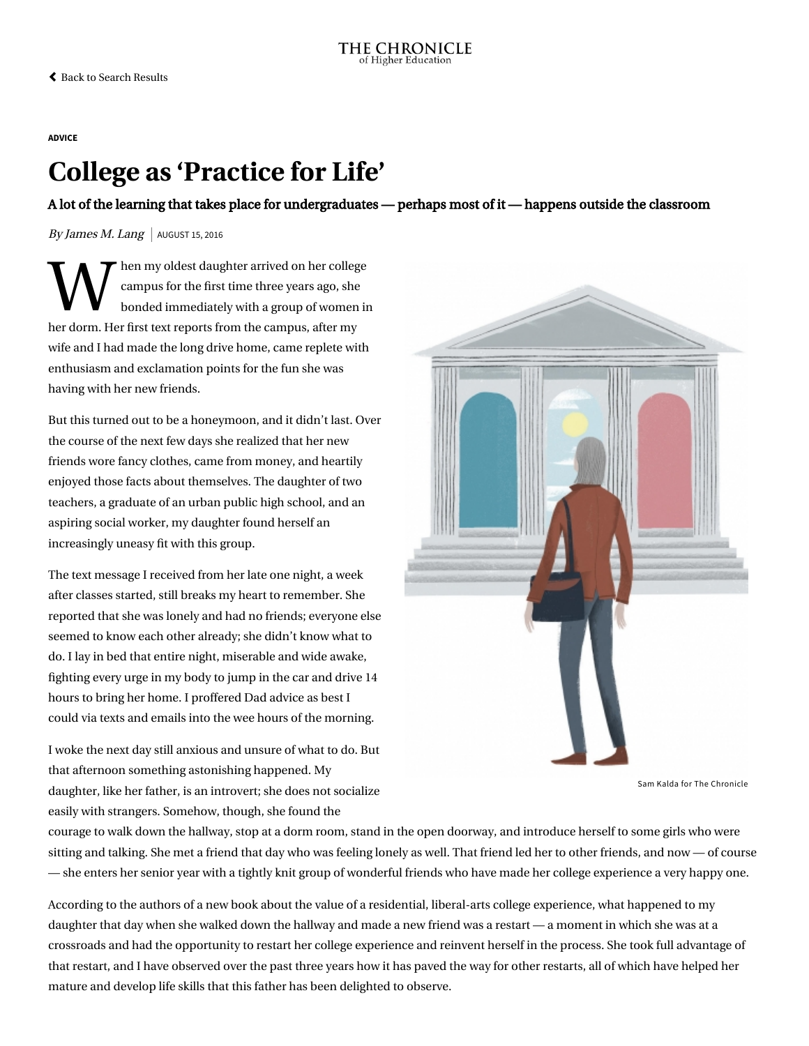THE CHRONICLE
of Higher Education

Back to Search Results

**ADVICE**

# College as 'Practice for Life'

## A lot of the learning that takes place for undergraduates — perhaps most of it — happens outside the classroom

*By James M. Lang* | AUGUST 15, 2016

When my oldest daughter arrived on her college campus for the first time three years ago, she bonded immediately with a group of women in her dorm. Her first text reports from the campus, after my wife and I had made the long drive home, came replete with enthusiasm and exclamation points for the fun she was having with her new friends.

But this turned out to be a honeymoon, and it didn't last. Over the course of the next few days she realized that her new friends wore fancy clothes, came from money, and heartily enjoyed those facts about themselves. The daughter of two teachers, a graduate of an urban public high school, and an aspiring social worker, my daughter found herself an increasingly uneasy fit with this group.

The text message I received from her late one night, a week after classes started, still breaks my heart to remember. She reported that she was lonely and had no friends; everyone else seemed to know each other already; she didn't know what to do. I lay in bed that entire night, miserable and wide awake, fighting every urge in my body to jump in the car and drive 14 hours to bring her home. I proffered Dad advice as best I could via texts and emails into the wee hours of the morning.

Sam Kalda for The Chronicle

I woke the next day still anxious and unsure of what to do. But that afternoon something astonishing happened. My daughter, like her father, is an introvert; she does not socialize easily with strangers. Somehow, though, she found the courage to walk down the hallway, stop at a dorm room, stand in the open doorway, and introduce herself to some girls who were sitting and talking. She met a friend that day who was feeling lonely as well. That friend led her to other friends, and now — of course — she enters her senior year with a tightly knit group of wonderful friends who have made her college experience a very happy one.

According to the authors of a new book about the value of a residential, liberal-arts college experience, what happened to my daughter that day when she walked down the hallway and made a new friend was a restart — a moment in which she was at a crossroads and had the opportunity to restart her college experience and reinvent herself in the process. She took full advantage of that restart, and I have observed over the past three years how it has paved the way for other restarts, all of which have helped her mature and develop life skills that this father has been delighted to observe.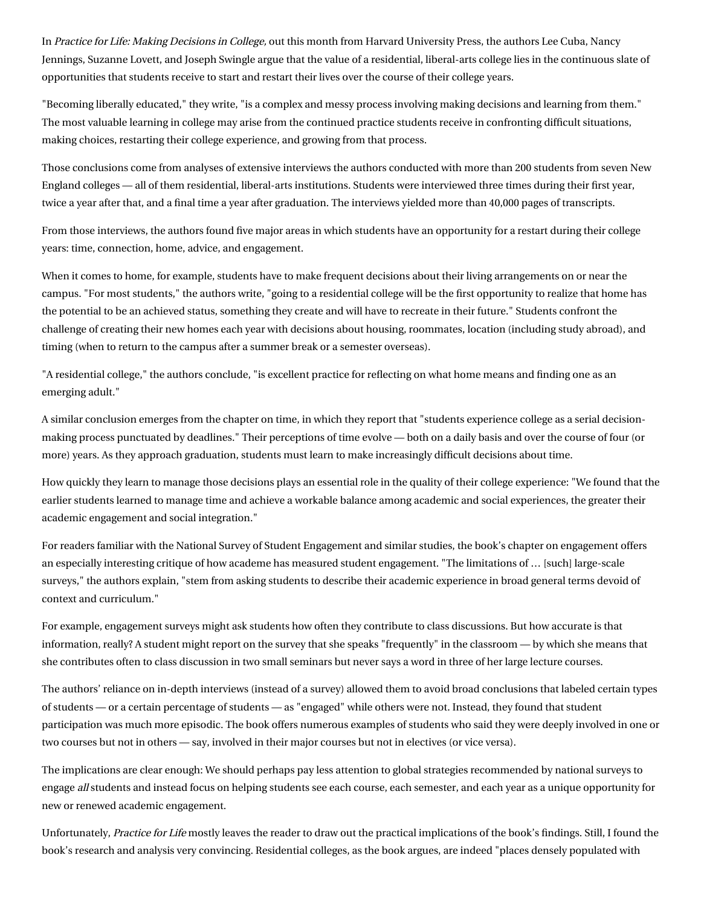In *Practice for Life: Making Decisions in College,* out this month from Harvard University Press, the authors Lee Cuba, Nancy Jennings, Suzanne Lovett, and Joseph Swingle argue that the value of a residential, liberal-arts college lies in the continuous slate of opportunities that students receive to start and restart their lives over the course of their college years.

"Becoming liberally educated," they write, "is a complex and messy process involving making decisions and learning from them." The most valuable learning in college may arise from the continued practice students receive in confronting difficult situations, making choices, restarting their college experience, and growing from that process.

Those conclusions come from analyses of extensive interviews the authors conducted with more than 200 students from seven New England colleges — all of them residential, liberal-arts institutions. Students were interviewed three times during their first year, twice a year after that, and a final time a year after graduation. The interviews yielded more than 40,000 pages of transcripts.

From those interviews, the authors found five major areas in which students have an opportunity for a restart during their college years: time, connection, home, advice, and engagement.

When it comes to home, for example, students have to make frequent decisions about their living arrangements on or near the campus. "For most students," the authors write, "going to a residential college will be the first opportunity to realize that home has the potential to be an achieved status, something they create and will have to recreate in their future." Students confront the challenge of creating their new homes each year with decisions about housing, roommates, location (including study abroad), and timing (when to return to the campus after a summer break or a semester overseas).

"A residential college," the authors conclude, "is excellent practice for reflecting on what home means and finding one as an emerging adult."

A similar conclusion emerges from the chapter on time, in which they report that "students experience college as a serial decision-making process punctuated by deadlines." Their perceptions of time evolve — both on a daily basis and over the course of four (or more) years. As they approach graduation, students must learn to make increasingly difficult decisions about time.

How quickly they learn to manage those decisions plays an essential role in the quality of their college experience: "We found that the earlier students learned to manage time and achieve a workable balance among academic and social experiences, the greater their academic engagement and social integration."

For readers familiar with the National Survey of Student Engagement and similar studies, the book's chapter on engagement offers an especially interesting critique of how academe has measured student engagement. "The limitations of … [such] large-scale surveys," the authors explain, "stem from asking students to describe their academic experience in broad general terms devoid of context and curriculum."

For example, engagement surveys might ask students how often they contribute to class discussions. But how accurate is that information, really? A student might report on the survey that she speaks "frequently" in the classroom — by which she means that she contributes often to class discussion in two small seminars but never says a word in three of her large lecture courses.

The authors' reliance on in-depth interviews (instead of a survey) allowed them to avoid broad conclusions that labeled certain types of students — or a certain percentage of students — as "engaged" while others were not. Instead, they found that student participation was much more episodic. The book offers numerous examples of students who said they were deeply involved in one or two courses but not in others — say, involved in their major courses but not in electives (or vice versa).

The implications are clear enough: We should perhaps pay less attention to global strategies recommended by national surveys to engage *all* students and instead focus on helping students see each course, each semester, and each year as a unique opportunity for new or renewed academic engagement.

Unfortunately, *Practice for Life* mostly leaves the reader to draw out the practical implications of the book's findings. Still, I found the book's research and analysis very convincing. Residential colleges, as the book argues, are indeed "places densely populated with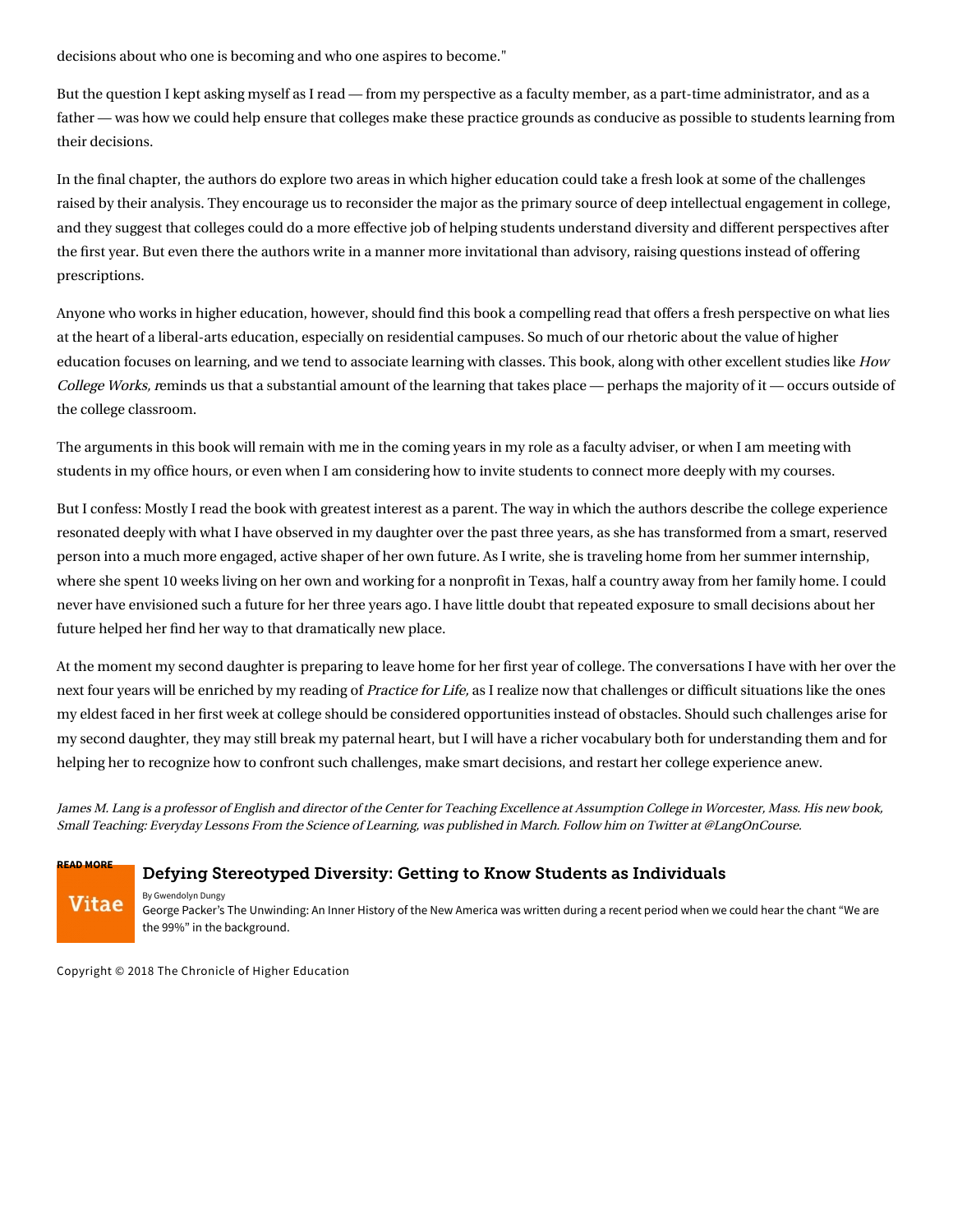decisions about who one is becoming and who one aspires to become."

But the question I kept asking myself as I read — from my perspective as a faculty member, as a part-time administrator, and as a father — was how we could help ensure that colleges make these practice grounds as conducive as possible to students learning from their decisions.

In the final chapter, the authors do explore two areas in which higher education could take a fresh look at some of the challenges raised by their analysis. They encourage us to reconsider the major as the primary source of deep intellectual engagement in college, and they suggest that colleges could do a more effective job of helping students understand diversity and different perspectives after the first year. But even there the authors write in a manner more invitational than advisory, raising questions instead of offering prescriptions.

Anyone who works in higher education, however, should find this book a compelling read that offers a fresh perspective on what lies at the heart of a liberal-arts education, especially on residential campuses. So much of our rhetoric about the value of higher education focuses on learning, and we tend to associate learning with classes. This book, along with other excellent studies like *How College Works, r*eminds us that a substantial amount of the learning that takes place — perhaps the majority of it — occurs outside of the college classroom.

The arguments in this book will remain with me in the coming years in my role as a faculty adviser, or when I am meeting with students in my office hours, or even when I am considering how to invite students to connect more deeply with my courses.

But I confess: Mostly I read the book with greatest interest as a parent. The way in which the authors describe the college experience resonated deeply with what I have observed in my daughter over the past three years, as she has transformed from a smart, reserved person into a much more engaged, active shaper of her own future. As I write, she is traveling home from her summer internship, where she spent 10 weeks living on her own and working for a nonprofit in Texas, half a country away from her family home. I could never have envisioned such a future for her three years ago. I have little doubt that repeated exposure to small decisions about her future helped her find her way to that dramatically new place.

At the moment my second daughter is preparing to leave home for her first year of college. The conversations I have with her over the next four years will be enriched by my reading of *Practice for Life,* as I realize now that challenges or difficult situations like the ones my eldest faced in her first week at college should be considered opportunities instead of obstacles. Should such challenges arise for my second daughter, they may still break my paternal heart, but I will have a richer vocabulary both for understanding them and for helping her to recognize how to confront such challenges, make smart decisions, and restart her college experience anew.

*James M. Lang is a professor of English and director of the Center for Teaching Excellence at Assumption College in Worcester, Mass. His new book, Small Teaching: Everyday Lessons From the Science of Learning, was published in March. Follow him on Twitter at @LangOnCourse.*

**READ MORE**

Vitae

### Defying Stereotyped Diversity: Getting to Know Students as Individuals

By Gwendolyn Dungy

George Packer's The Unwinding: An Inner History of the New America was written during a recent period when we could hear the chant "We are the 99%" in the background.

Copyright © 2018 The Chronicle of Higher Education